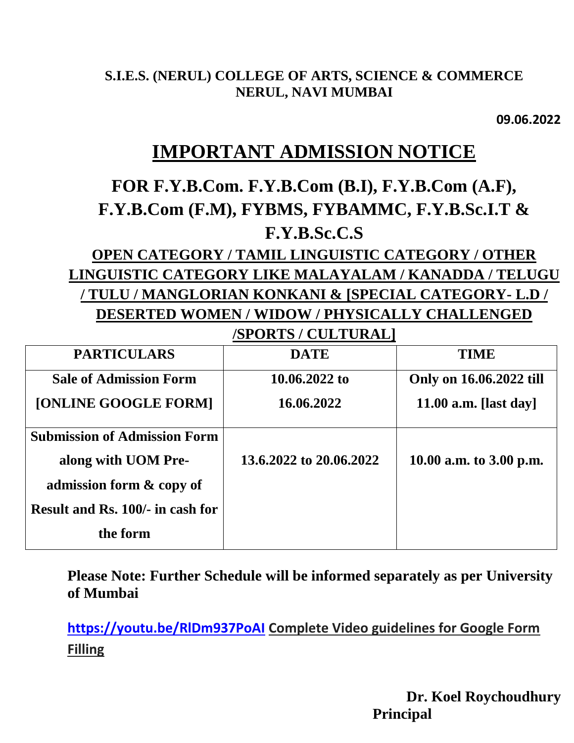**S.I.E.S. (NERUL) COLLEGE OF ARTS, SCIENCE & COMMERCE**
**NERUL, NAVI MUMBAI**

**09.06.2022**

# IMPORTANT ADMISSION NOTICE

## FOR F.Y.B.Com. F.Y.B.Com (B.I), F.Y.B.Com (A.F), F.Y.B.Com (F.M), FYBMS, FYBAMMC, F.Y.B.Sc.I.T & F.Y.B.Sc.C.S

**OPEN CATEGORY / TAMIL LINGUISTIC CATEGORY / OTHER LINGUISTIC CATEGORY LIKE MALAYALAM / KANADDA / TELUGU / TULU / MANGLORIAN KONKANI & [SPECIAL CATEGORY- L.D / DESERTED WOMEN / WIDOW / PHYSICALLY CHALLENGED /SPORTS / CULTURAL]**

| PARTICULARS | DATE | TIME |
|---|---|---|
| Sale of Admission Form [ONLINE GOOGLE FORM] | 10.06.2022 to 16.06.2022 | Only on 16.06.2022 till 11.00 a.m. [last day] |
| Submission of Admission Form along with UOM Pre-admission form & copy of Result and Rs. 100/- in cash for the form | 13.6.2022 to 20.06.2022 | 10.00 a.m. to 3.00 p.m. |

**Please Note: Further Schedule will be informed separately as per University of Mumbai**

**https://youtu.be/RlDm937PoAI Complete Video guidelines for Google Form Filling**

**Dr. Koel Roychoudhury**
**Principal**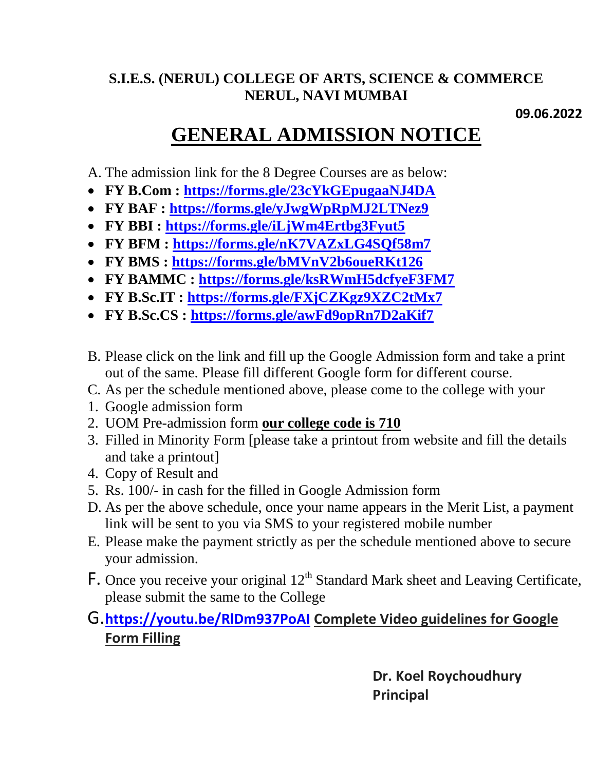**S.I.E.S. (NERUL) COLLEGE OF ARTS, SCIENCE & COMMERCE**
**NERUL, NAVI MUMBAI**

**09.06.2022**

# GENERAL ADMISSION NOTICE

A. The admission link for the 8 Degree Courses are as below:

- **FY B.Com : https://forms.gle/23cYkGEpugaaNJ4DA**
- **FY BAF : https://forms.gle/yJwgWpRpMJ2LTNez9**
- **FY BBI : https://forms.gle/iLjWm4Ertbg3Fyut5**
- **FY BFM : https://forms.gle/nK7VAZxLG4SQf58m7**
- **FY BMS : https://forms.gle/bMVnV2b6oueRKt126**
- **FY BAMMC : https://forms.gle/ksRWmH5dcfyeF3FM7**
- **FY B.Sc.IT : https://forms.gle/FXjCZKgz9XZC2tMx7**
- **FY B.Sc.CS : https://forms.gle/awFd9opRn7D2aKif7**

B. Please click on the link and fill up the Google Admission form and take a print out of the same. Please fill different Google form for different course.

C. As per the schedule mentioned above, please come to the college with your

1. Google admission form
2. UOM Pre-admission form **our college code is 710**
3. Filled in Minority Form [please take a printout from website and fill the details and take a printout]
4. Copy of Result and
5. Rs. 100/- in cash for the filled in Google Admission form

D. As per the above schedule, once your name appears in the Merit List, a payment link will be sent to you via SMS to your registered mobile number

E. Please make the payment strictly as per the schedule mentioned above to secure your admission.

F. Once you receive your original 12th Standard Mark sheet and Leaving Certificate, please submit the same to the College

G. **https://youtu.be/RlDm937PoAI Complete Video guidelines for Google Form Filling**

**Dr. Koel Roychoudhury**
**Principal**